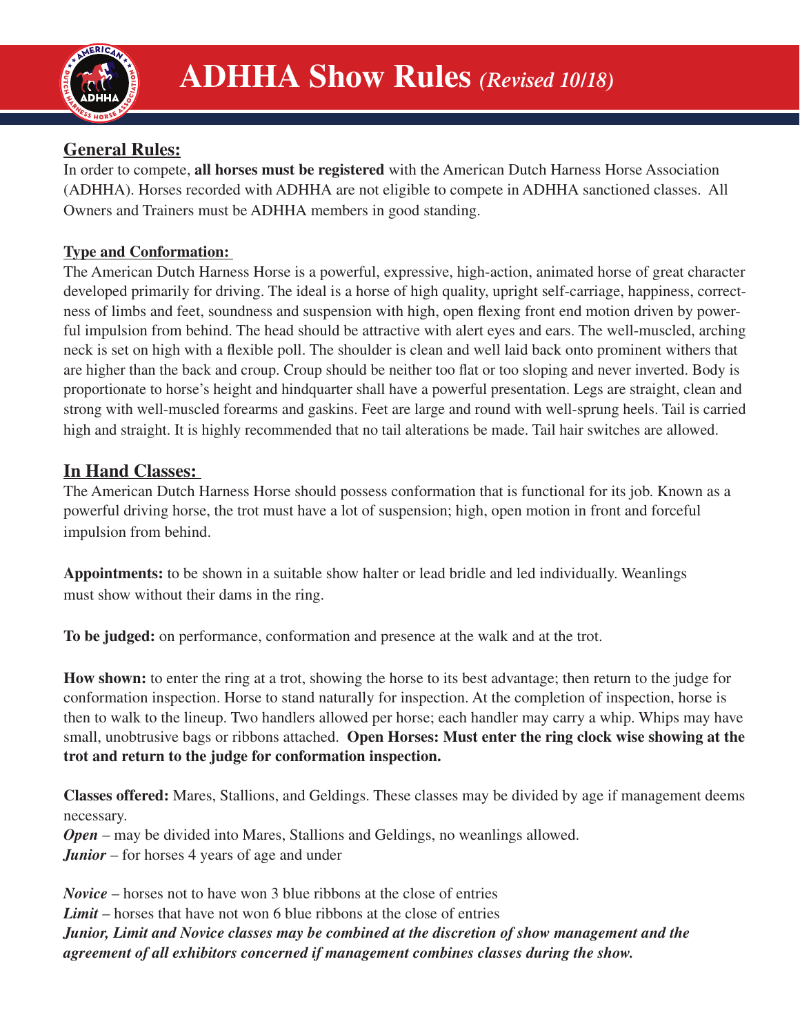# ADHHA Show Rules *(Revised 10/18)*

## General Rules:

In order to compete, **all horses must be registered** with the American Dutch Harness Horse Association (ADHHA). Horses recorded with ADHHA are not eligible to compete in ADHHA sanctioned classes. All Owners and Trainers must be ADHHA members in good standing.

### Type and Conformation:

The American Dutch Harness Horse is a powerful, expressive, high-action, animated horse of great character developed primarily for driving. The ideal is a horse of high quality, upright self-carriage, happiness, correctness of limbs and feet, soundness and suspension with high, open flexing front end motion driven by powerful impulsion from behind. The head should be attractive with alert eyes and ears. The well-muscled, arching neck is set on high with a flexible poll. The shoulder is clean and well laid back onto prominent withers that are higher than the back and croup. Croup should be neither too flat or too sloping and never inverted. Body is proportionate to horse's height and hindquarter shall have a powerful presentation. Legs are straight, clean and strong with well-muscled forearms and gaskins. Feet are large and round with well-sprung heels. Tail is carried high and straight. It is highly recommended that no tail alterations be made. Tail hair switches are allowed.

## In Hand Classes:

The American Dutch Harness Horse should possess conformation that is functional for its job. Known as a powerful driving horse, the trot must have a lot of suspension; high, open motion in front and forceful impulsion from behind.

**Appointments:** to be shown in a suitable show halter or lead bridle and led individually. Weanlings must show without their dams in the ring.

**To be judged:** on performance, conformation and presence at the walk and at the trot.

**How shown:** to enter the ring at a trot, showing the horse to its best advantage; then return to the judge for conformation inspection. Horse to stand naturally for inspection. At the completion of inspection, horse is then to walk to the lineup. Two handlers allowed per horse; each handler may carry a whip. Whips may have small, unobtrusive bags or ribbons attached. **Open Horses: Must enter the ring clock wise showing at the trot and return to the judge for conformation inspection.**

**Classes offered:** Mares, Stallions, and Geldings. These classes may be divided by age if management deems necessary.
***Open*** – may be divided into Mares, Stallions and Geldings, no weanlings allowed.
***Junior*** – for horses 4 years of age and under

***Novice*** – horses not to have won 3 blue ribbons at the close of entries
***Limit*** – horses that have not won 6 blue ribbons at the close of entries
***Junior, Limit and Novice classes may be combined at the discretion of show management and the agreement of all exhibitors concerned if management combines classes during the show.***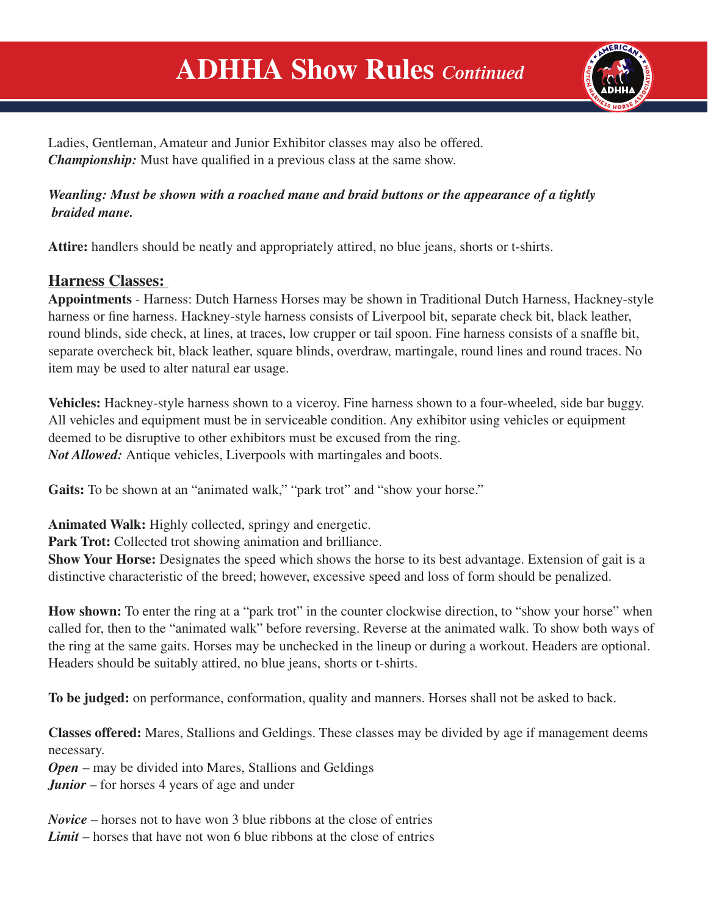# ADHHA Show Rules *Continued*

Ladies, Gentleman, Amateur and Junior Exhibitor classes may also be offered.
***Championship:*** Must have qualified in a previous class at the same show.

***Weanling: Must be shown with a roached mane and braid buttons or the appearance of a tightly braided mane.***

**Attire:** handlers should be neatly and appropriately attired, no blue jeans, shorts or t-shirts.

## Harness Classes:

**Appointments** - Harness: Dutch Harness Horses may be shown in Traditional Dutch Harness, Hackney-style harness or fine harness. Hackney-style harness consists of Liverpool bit, separate check bit, black leather, round blinds, side check, at lines, at traces, low crupper or tail spoon. Fine harness consists of a snaffle bit, separate overcheck bit, black leather, square blinds, overdraw, martingale, round lines and round traces. No item may be used to alter natural ear usage.

**Vehicles:** Hackney-style harness shown to a viceroy. Fine harness shown to a four-wheeled, side bar buggy. All vehicles and equipment must be in serviceable condition. Any exhibitor using vehicles or equipment deemed to be disruptive to other exhibitors must be excused from the ring.
***Not Allowed:*** Antique vehicles, Liverpools with martingales and boots.

**Gaits:** To be shown at an "animated walk," "park trot" and "show your horse."

**Animated Walk:** Highly collected, springy and energetic.
**Park Trot:** Collected trot showing animation and brilliance.
**Show Your Horse:** Designates the speed which shows the horse to its best advantage. Extension of gait is a distinctive characteristic of the breed; however, excessive speed and loss of form should be penalized.

**How shown:** To enter the ring at a "park trot" in the counter clockwise direction, to "show your horse" when called for, then to the "animated walk" before reversing. Reverse at the animated walk. To show both ways of the ring at the same gaits. Horses may be unchecked in the lineup or during a workout. Headers are optional. Headers should be suitably attired, no blue jeans, shorts or t-shirts.

**To be judged:** on performance, conformation, quality and manners. Horses shall not be asked to back.

**Classes offered:** Mares, Stallions and Geldings. These classes may be divided by age if management deems necessary.
***Open*** – may be divided into Mares, Stallions and Geldings
***Junior*** – for horses 4 years of age and under

***Novice*** – horses not to have won 3 blue ribbons at the close of entries
***Limit*** – horses that have not won 6 blue ribbons at the close of entries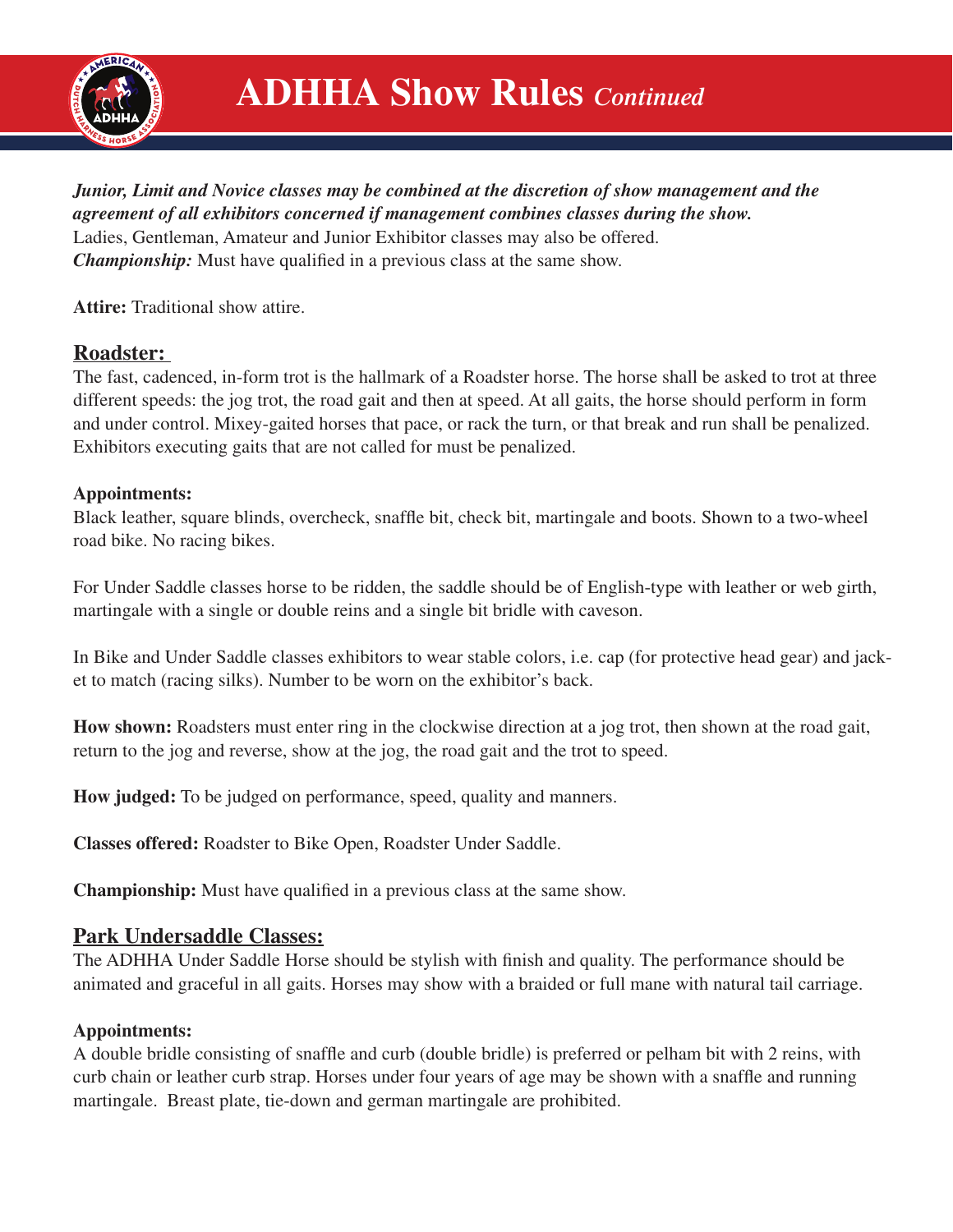# ADHHA Show Rules *Continued*

***Junior, Limit and Novice classes may be combined at the discretion of show management and the agreement of all exhibitors concerned if management combines classes during the show.***
Ladies, Gentleman, Amateur and Junior Exhibitor classes may also be offered.
***Championship:*** Must have qualified in a previous class at the same show.

**Attire:** Traditional show attire.

## Roadster:

The fast, cadenced, in-form trot is the hallmark of a Roadster horse. The horse shall be asked to trot at three different speeds: the jog trot, the road gait and then at speed. At all gaits, the horse should perform in form and under control. Mixey-gaited horses that pace, or rack the turn, or that break and run shall be penalized. Exhibitors executing gaits that are not called for must be penalized.

**Appointments:**
Black leather, square blinds, overcheck, snaffle bit, check bit, martingale and boots. Shown to a two-wheel road bike. No racing bikes.

For Under Saddle classes horse to be ridden, the saddle should be of English-type with leather or web girth, martingale with a single or double reins and a single bit bridle with caveson.

In Bike and Under Saddle classes exhibitors to wear stable colors, i.e. cap (for protective head gear) and jacket to match (racing silks). Number to be worn on the exhibitor's back.

**How shown:** Roadsters must enter ring in the clockwise direction at a jog trot, then shown at the road gait, return to the jog and reverse, show at the jog, the road gait and the trot to speed.

**How judged:** To be judged on performance, speed, quality and manners.

**Classes offered:** Roadster to Bike Open, Roadster Under Saddle.

**Championship:** Must have qualified in a previous class at the same show.

## Park Undersaddle Classes:

The ADHHA Under Saddle Horse should be stylish with finish and quality. The performance should be animated and graceful in all gaits. Horses may show with a braided or full mane with natural tail carriage.

**Appointments:**
A double bridle consisting of snaffle and curb (double bridle) is preferred or pelham bit with 2 reins, with curb chain or leather curb strap. Horses under four years of age may be shown with a snaffle and running martingale. Breast plate, tie-down and german martingale are prohibited.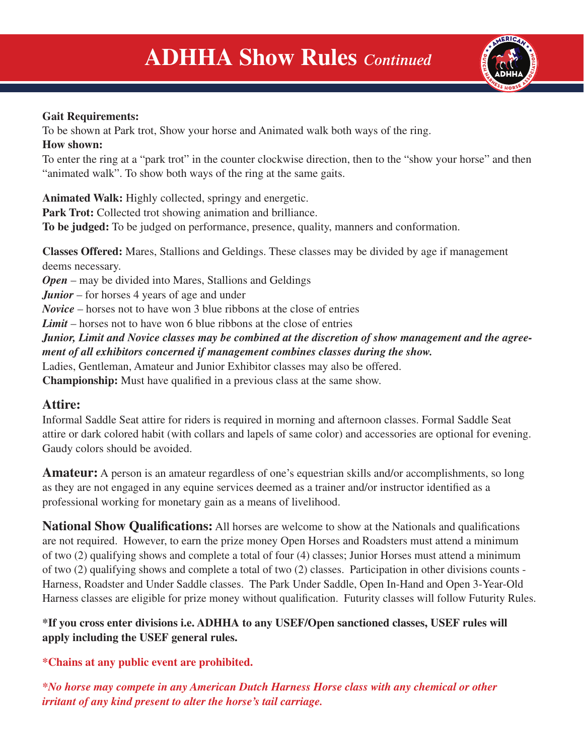# ADHHA Show Rules *Continued*

**Gait Requirements:**
To be shown at Park trot, Show your horse and Animated walk both ways of the ring.
**How shown:**
To enter the ring at a "park trot" in the counter clockwise direction, then to the "show your horse" and then "animated walk". To show both ways of the ring at the same gaits.

**Animated Walk:** Highly collected, springy and energetic.
**Park Trot:** Collected trot showing animation and brilliance.
**To be judged:** To be judged on performance, presence, quality, manners and conformation.

**Classes Offered:** Mares, Stallions and Geldings. These classes may be divided by age if management deems necessary.
***Open*** – may be divided into Mares, Stallions and Geldings
***Junior*** – for horses 4 years of age and under
***Novice*** – horses not to have won 3 blue ribbons at the close of entries
***Limit*** – horses not to have won 6 blue ribbons at the close of entries
***Junior, Limit and Novice classes may be combined at the discretion of show management and the agreement of all exhibitors concerned if management combines classes during the show.***
Ladies, Gentleman, Amateur and Junior Exhibitor classes may also be offered.
**Championship:** Must have qualified in a previous class at the same show.

## Attire:

Informal Saddle Seat attire for riders is required in morning and afternoon classes. Formal Saddle Seat attire or dark colored habit (with collars and lapels of same color) and accessories are optional for evening. Gaudy colors should be avoided.

**Amateur:** A person is an amateur regardless of one's equestrian skills and/or accomplishments, so long as they are not engaged in any equine services deemed as a trainer and/or instructor identified as a professional working for monetary gain as a means of livelihood.

**National Show Qualifications:** All horses are welcome to show at the Nationals and qualifications are not required. However, to earn the prize money Open Horses and Roadsters must attend a minimum of two (2) qualifying shows and complete a total of four (4) classes; Junior Horses must attend a minimum of two (2) qualifying shows and complete a total of two (2) classes. Participation in other divisions counts - Harness, Roadster and Under Saddle classes. The Park Under Saddle, Open In-Hand and Open 3-Year-Old Harness classes are eligible for prize money without qualification. Futurity classes will follow Futurity Rules.

**\*If you cross enter divisions i.e. ADHHA to any USEF/Open sanctioned classes, USEF rules will apply including the USEF general rules.**

**\*Chains at any public event are prohibited.**

***\*No horse may compete in any American Dutch Harness Horse class with any chemical or other irritant of any kind present to alter the horse's tail carriage.***